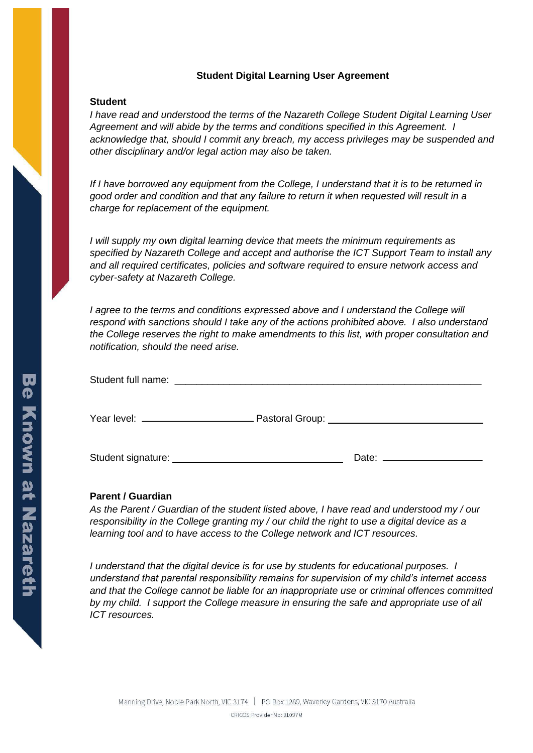## Student Digital Learning User Agreement

### Student

*I have read and understood the terms of the Nazareth College Student Digital Learning User Agreement and will abide by the terms and conditions specified in this Agreement. I acknowledge that, should I commit any breach, my access privileges may be suspended and other disciplinary and/or legal action may also be taken.*

*If I have borrowed any equipment from the College, I understand that it is to be returned in good order and condition and that any failure to return it when requested will result in a charge for replacement of the equipment.*

*I will supply my own digital learning device that meets the minimum requirements as specified by Nazareth College and accept and authorise the ICT Support Team to install any and all required certificates, policies and software required to ensure network access and cyber-safety at Nazareth College.*

*I agree to the terms and conditions expressed above and I understand the College will respond with sanctions should I take any of the actions prohibited above. I also understand the College reserves the right to make amendments to this list, with proper consultation and notification, should the need arise.*

Student full name: ____________________________________________________________

Year level: ______________________ Pastoral Group: ______________________________

Student signature: __________________________________ Date: ____________________

### Parent / Guardian

*As the Parent / Guardian of the student listed above, I have read and understood my / our responsibility in the College granting my / our child the right to use a digital device as a learning tool and to have access to the College network and ICT resources.*

*I understand that the digital device is for use by students for educational purposes. I understand that parental responsibility remains for supervision of my child's internet access and that the College cannot be liable for an inappropriate use or criminal offences committed by my child. I support the College measure in ensuring the safe and appropriate use of all ICT resources.*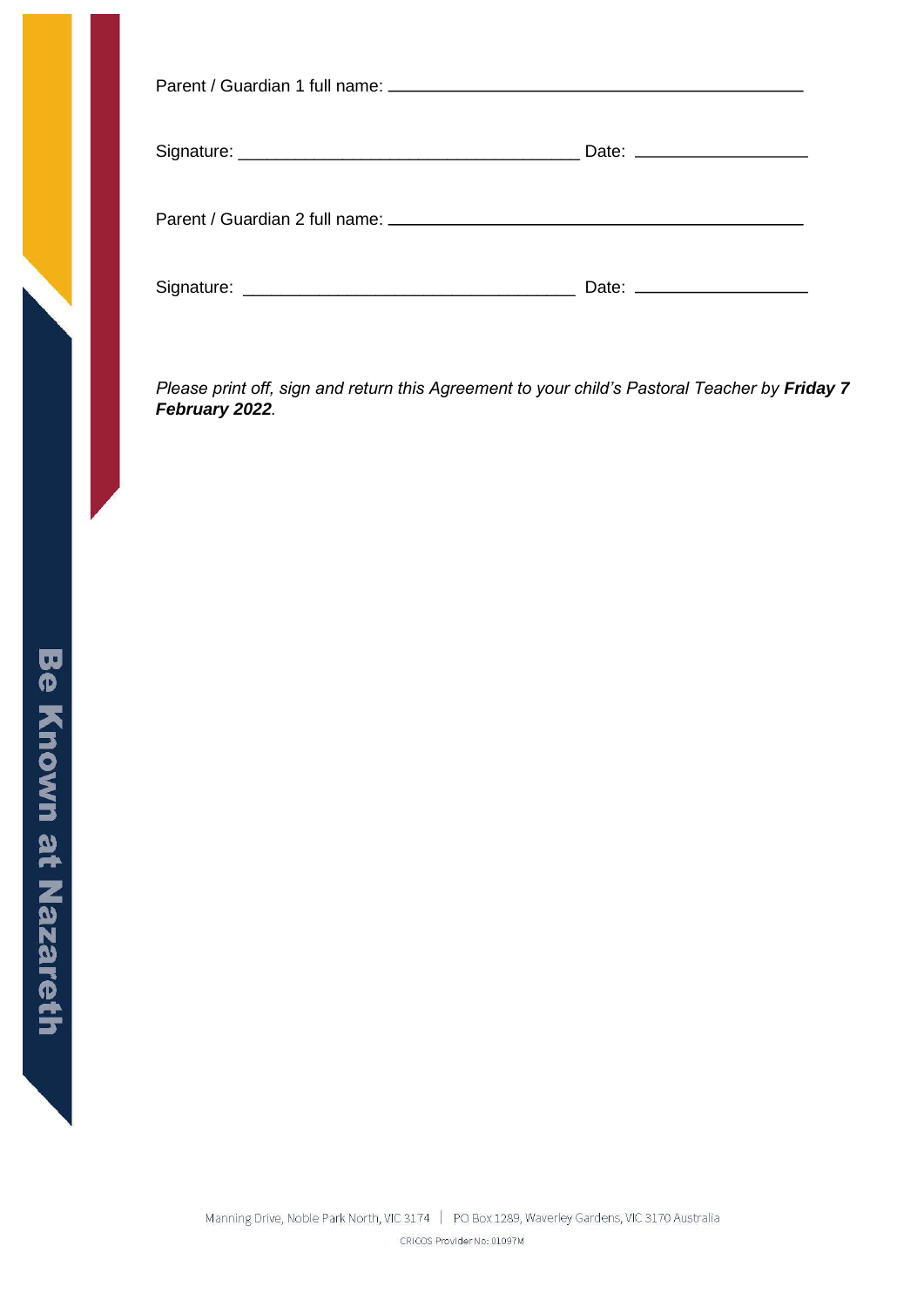Parent / Guardian 1 full name: ____________________________________________

Signature: ____________________________________ Date: __________________

Parent / Guardian 2 full name: ____________________________________________

Signature: ____________________________________ Date: __________________

*Please print off, sign and return this Agreement to your child's Pastoral Teacher by **Friday 7 February 2022**.*

Be Known at Nazareth

Manning Drive, Noble Park North, VIC 3174 | PO Box 1289, Waverley Gardens, VIC 3170 Australia

CRICOS Provider No: 01097M